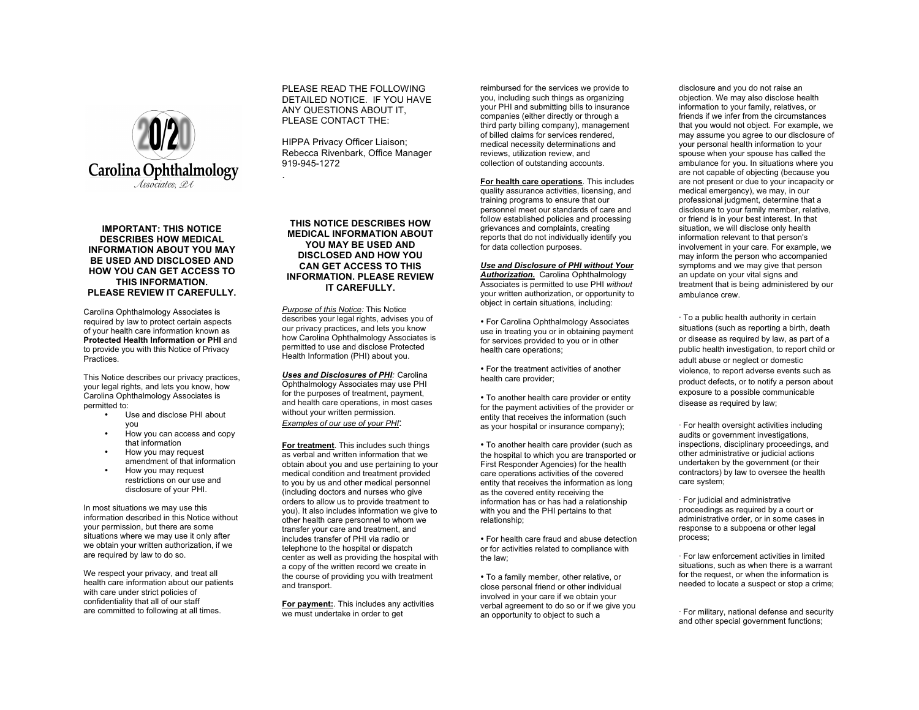Carolina Ophthalmology Associates, PA

**IMPORTANT: THIS NOTICE DESCRIBES HOW MEDICAL INFORMATION ABOUT YOU MAY BE USED AND DISCLOSED AND HOW YOU CAN GET ACCESS TO THIS INFORMATION. PLEASE REVIEW IT CAREFULLY.**

Carolina Ophthalmology Associates is required by law to protect certain aspects of your health care information known as **Protected Health Information or PHI** and to provide you with this Notice of Privacy Practices.

This Notice describes our privacy practices, your legal rights, and lets you know, how Carolina Ophthalmology Associates is permitted to:

- Use and disclose PHI about you
- How you can access and copy that information
- How you may request amendment of that information
- How you may request restrictions on our use and disclosure of your PHI.

In most situations we may use this information described in this Notice without your permission, but there are some situations where we may use it only after we obtain your written authorization, if we are required by law to do so.

We respect your privacy, and treat all health care information about our patients with care under strict policies of confidentiality that all of our staff are committed to following at all times.

PLEASE READ THE FOLLOWING DETAILED NOTICE. IF YOU HAVE ANY QUESTIONS ABOUT IT, PLEASE CONTACT THE:

HIPPA Privacy Officer Liaison;
Rebecca Rivenbark, Office Manager
919-945-1272

.

**THIS NOTICE DESCRIBES HOW MEDICAL INFORMATION ABOUT YOU MAY BE USED AND DISCLOSED AND HOW YOU CAN GET ACCESS TO THIS INFORMATION. PLEASE REVIEW IT CAREFULLY.**

*Purpose of this Notice:* This Notice describes your legal rights, advises you of our privacy practices, and lets you know how Carolina Ophthalmology Associates is permitted to use and disclose Protected Health Information (PHI) about you.

***Uses and Disclosures of PHI:*** Carolina Ophthalmology Associates may use PHI for the purposes of treatment, payment, and health care operations, in most cases without your written permission.
*Examples of our use of your PHI*:

**For treatment**. This includes such things as verbal and written information that we obtain about you and use pertaining to your medical condition and treatment provided to you by us and other medical personnel (including doctors and nurses who give orders to allow us to provide treatment to you). It also includes information we give to other health care personnel to whom we transfer your care and treatment, and includes transfer of PHI via radio or telephone to the hospital or dispatch center as well as providing the hospital with a copy of the written record we create in the course of providing you with treatment and transport.

**For payment:**. This includes any activities we must undertake in order to get reimbursed for the services we provide to you, including such things as organizing your PHI and submitting bills to insurance companies (either directly or through a third party billing company), management of billed claims for services rendered, medical necessity determinations and reviews, utilization review, and collection of outstanding accounts.

**For health care operations**. This includes quality assurance activities, licensing, and training programs to ensure that our personnel meet our standards of care and follow established policies and processing grievances and complaints, creating reports that do not individually identify you for data collection purposes.

***Use and Disclosure of PHI without Your Authorization.*** Carolina Ophthalmology Associates is permitted to use PHI *without* your written authorization, or opportunity to object in certain situations, including:

• For Carolina Ophthalmology Associates use in treating you or in obtaining payment for services provided to you or in other health care operations;

• For the treatment activities of another health care provider;

• To another health care provider or entity for the payment activities of the provider or entity that receives the information (such as your hospital or insurance company);

• To another health care provider (such as the hospital to which you are transported or First Responder Agencies) for the health care operations activities of the covered entity that receives the information as long as the covered entity receiving the information has or has had a relationship with you and the PHI pertains to that relationship;

• For health care fraud and abuse detection or for activities related to compliance with the law;

• To a family member, other relative, or close personal friend or other individual involved in your care if we obtain your verbal agreement to do so or if we give you an opportunity to object to such a disclosure and you do not raise an objection. We may also disclose health information to your family, relatives, or friends if we infer from the circumstances that you would not object. For example, we may assume you agree to our disclosure of your personal health information to your spouse when your spouse has called the ambulance for you. In situations where you are not capable of objecting (because you are not present or due to your incapacity or medical emergency), we may, in our professional judgment, determine that a disclosure to your family member, relative, or friend is in your best interest. In that situation, we will disclose only health information relevant to that person's involvement in your care. For example, we may inform the person who accompanied symptoms and we may give that person an update on your vital signs and treatment that is being administered by our ambulance crew.

· To a public health authority in certain situations (such as reporting a birth, death or disease as required by law, as part of a public health investigation, to report child or adult abuse or neglect or domestic violence, to report adverse events such as product defects, or to notify a person about exposure to a possible communicable disease as required by law;

· For health oversight activities including audits or government investigations, inspections, disciplinary proceedings, and other administrative or judicial actions undertaken by the government (or their contractors) by law to oversee the health care system;

· For judicial and administrative proceedings as required by a court or administrative order, or in some cases in response to a subpoena or other legal process;

· For law enforcement activities in limited situations, such as when there is a warrant for the request, or when the information is needed to locate a suspect or stop a crime;

· For military, national defense and security and other special government functions;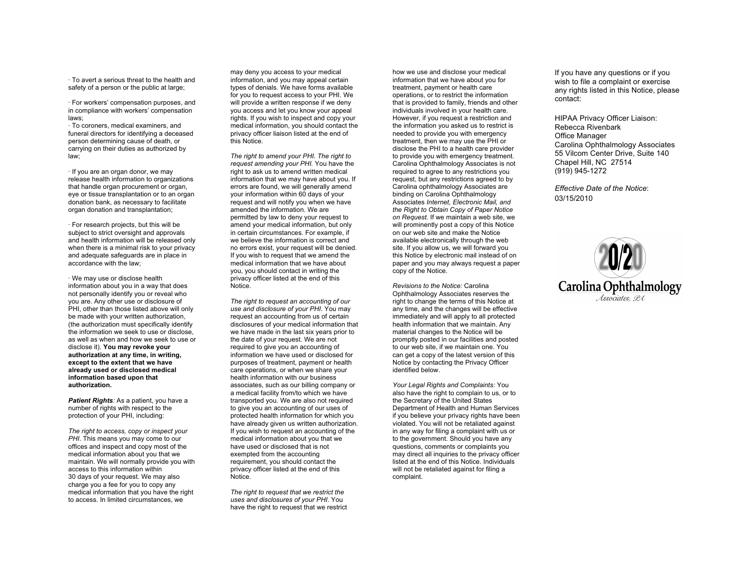· To avert a serious threat to the health and safety of a person or the public at large;

· For workers' compensation purposes, and in compliance with workers' compensation laws;

· To coroners, medical examiners, and funeral directors for identifying a deceased person determining cause of death, or carrying on their duties as authorized by law;

· If you are an organ donor, we may release health information to organizations that handle organ procurement or organ, eye or tissue transplantation or to an organ donation bank, as necessary to facilitate organ donation and transplantation;

· For research projects, but this will be subject to strict oversight and approvals and health information will be released only when there is a minimal risk to your privacy and adequate safeguards are in place in accordance with the law;

· We may use or disclose health information about you in a way that does not personally identify you or reveal who you are. Any other use or disclosure of PHI, other than those listed above will only be made with your written authorization, (the authorization must specifically identify the information we seek to use or disclose, as well as when and how we seek to use or disclose it). **You may revoke your authorization at any time, in writing, except to the extent that we have already used or disclosed medical information based upon that authorization.**

***Patient Rights****:* As a patient, you have a number of rights with respect to the protection of your PHI, including:

*The right to access, copy or inspect your PHI*. This means you may come to our offices and inspect and copy most of the medical information about you that we maintain. We will normally provide you with access to this information within 30 days of your request. We may also charge you a fee for you to copy any medical information that you have the right to access. In limited circumstances, we may deny you access to your medical information, and you may appeal certain types of denials. We have forms available for you to request access to your PHI. We will provide a written response if we deny you access and let you know your appeal rights. If you wish to inspect and copy your medical information, you should contact the privacy officer liaison listed at the end of this Notice.

*The right to amend your PHI. The right to request amending your PHI.* You have the right to ask us to amend written medical information that we may have about you. If errors are found, we will generally amend your information within 60 days of your request and will notify you when we have amended the information. We are permitted by law to deny your request to amend your medical information, but only in certain circumstances. For example, if we believe the information is correct and no errors exist, your request will be denied. If you wish to request that we amend the medical information that we have about you, you should contact in writing the privacy officer listed at the end of this Notice.

*The right to request an accounting of our use and disclosure of your PHI*. You may request an accounting from us of certain disclosures of your medical information that we have made in the last six years prior to the date of your request. We are not required to give you an accounting of information we have used or disclosed for purposes of treatment, payment or health care operations, or when we share your health information with our business associates, such as our billing company or a medical facility from/to which we have transported you. We are also not required to give you an accounting of our uses of protected health information for which you have already given us written authorization. If you wish to request an accounting of the medical information about you that we have used or disclosed that is not exempted from the accounting requirement, you should contact the privacy officer listed at the end of this Notice.

*The right to request that we restrict the uses and disclosures of your PHI*. You have the right to request that we restrict how we use and disclose your medical information that we have about you for treatment, payment or health care operations, or to restrict the information that is provided to family, friends and other individuals involved in your health care. However, if you request a restriction and the information you asked us to restrict is needed to provide you with emergency treatment, then we may use the PHI or disclose the PHI to a health care provider to provide you with emergency treatment. Carolina Ophthalmology Associates is not required to agree to any restrictions you request, but any restrictions agreed to by Carolina ophthalmology Associates are binding on Carolina Ophthalmology Associates *Internet, Electronic Mail, and the Right to Obtain Copy of Paper Notice on Request.* If we maintain a web site, we will prominently post a copy of this Notice on our web site and make the Notice available electronically through the web site. If you allow us, we will forward you this Notice by electronic mail instead of on paper and you may always request a paper copy of the Notice.

*Revisions to the Notice:* Carolina Ophthalmology Associates reserves the right to change the terms of this Notice at any time, and the changes will be effective immediately and will apply to all protected health information that we maintain. Any material changes to the Notice will be promptly posted in our facilities and posted to our web site, if we maintain one. You can get a copy of the latest version of this Notice by contacting the Privacy Officer identified below.

*Your Legal Rights and Complaints:* You also have the right to complain to us, or to the Secretary of the United States Department of Health and Human Services if you believe your privacy rights have been violated. You will not be retaliated against in any way for filing a complaint with us or to the government. Should you have any questions, comments or complaints you may direct all inquiries to the privacy officer listed at the end of this Notice. Individuals will not be retaliated against for filing a complaint.

If you have any questions or if you wish to file a complaint or exercise any rights listed in this Notice, please contact:

HIPAA Privacy Officer Liaison:
Rebecca Rivenbark
Office Manager
Carolina Ophthalmology Associates
55 Vilcom Center Drive, Suite 140
Chapel Hill, NC 27514
(919) 945-1272

*Effective Date of the Notice*:
03/15/2010

20/20
Carolina Ophthalmology
Associates, PA